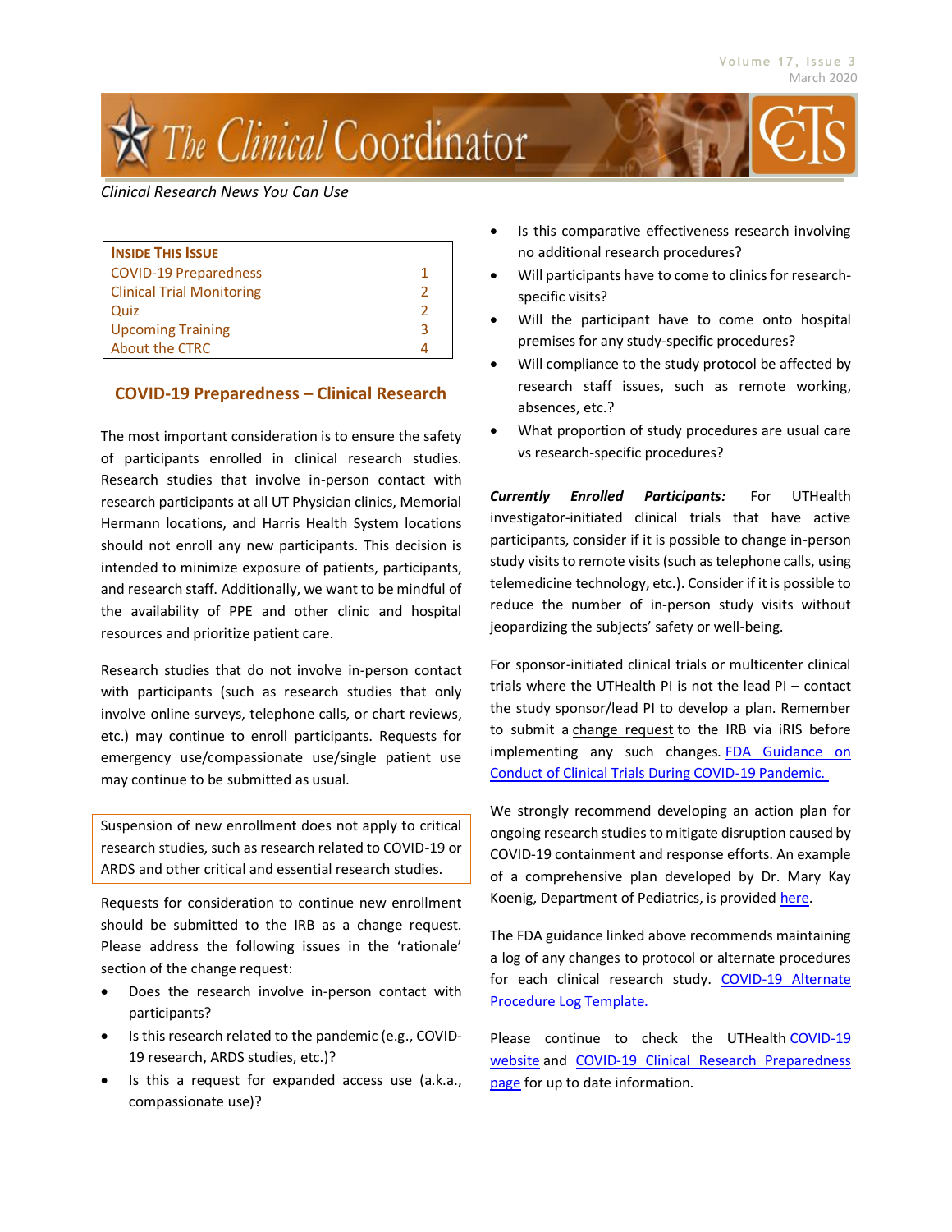# The Clinical Coordinator

*Clinical Research News You Can Use*

| **Inside This Issue** | |
|---|---|
| COVID-19 Preparedness | 1 |
| Clinical Trial Monitoring | 2 |
| Quiz | 2 |
| Upcoming Training | 3 |
| About the CTRC | 4 |

## COVID-19 Preparedness – Clinical Research

The most important consideration is to ensure the safety of participants enrolled in clinical research studies. Research studies that involve in-person contact with research participants at all UT Physician clinics, Memorial Hermann locations, and Harris Health System locations should not enroll any new participants. This decision is intended to minimize exposure of patients, participants, and research staff. Additionally, we want to be mindful of the availability of PPE and other clinic and hospital resources and prioritize patient care.

Research studies that do not involve in-person contact with participants (such as research studies that only involve online surveys, telephone calls, or chart reviews, etc.) may continue to enroll participants. Requests for emergency use/compassionate use/single patient use may continue to be submitted as usual.

Suspension of new enrollment does not apply to critical research studies, such as research related to COVID-19 or ARDS and other critical and essential research studies.

Requests for consideration to continue new enrollment should be submitted to the IRB as a change request. Please address the following issues in the 'rationale' section of the change request:

- Does the research involve in-person contact with participants?
- Is this research related to the pandemic (e.g., COVID-19 research, ARDS studies, etc.)?
- Is this a request for expanded access use (a.k.a., compassionate use)?
- Is this comparative effectiveness research involving no additional research procedures?
- Will participants have to come to clinics for research-specific visits?
- Will the participant have to come onto hospital premises for any study-specific procedures?
- Will compliance to the study protocol be affected by research staff issues, such as remote working, absences, etc.?
- What proportion of study procedures are usual care vs research-specific procedures?

***Currently Enrolled Participants:*** For UTHealth investigator-initiated clinical trials that have active participants, consider if it is possible to change in-person study visits to remote visits (such as telephone calls, using telemedicine technology, etc.). Consider if it is possible to reduce the number of in-person study visits without jeopardizing the subjects' safety or well-being.

For sponsor-initiated clinical trials or multicenter clinical trials where the UTHealth PI is not the lead PI – contact the study sponsor/lead PI to develop a plan. Remember to submit a change request to the IRB via iRIS before implementing any such changes. FDA Guidance on Conduct of Clinical Trials During COVID-19 Pandemic.

We strongly recommend developing an action plan for ongoing research studies to mitigate disruption caused by COVID-19 containment and response efforts. An example of a comprehensive plan developed by Dr. Mary Kay Koenig, Department of Pediatrics, is provided here.

The FDA guidance linked above recommends maintaining a log of any changes to protocol or alternate procedures for each clinical research study. COVID-19 Alternate Procedure Log Template.

Please continue to check the UTHealth COVID-19 website and COVID-19 Clinical Research Preparedness page for up to date information.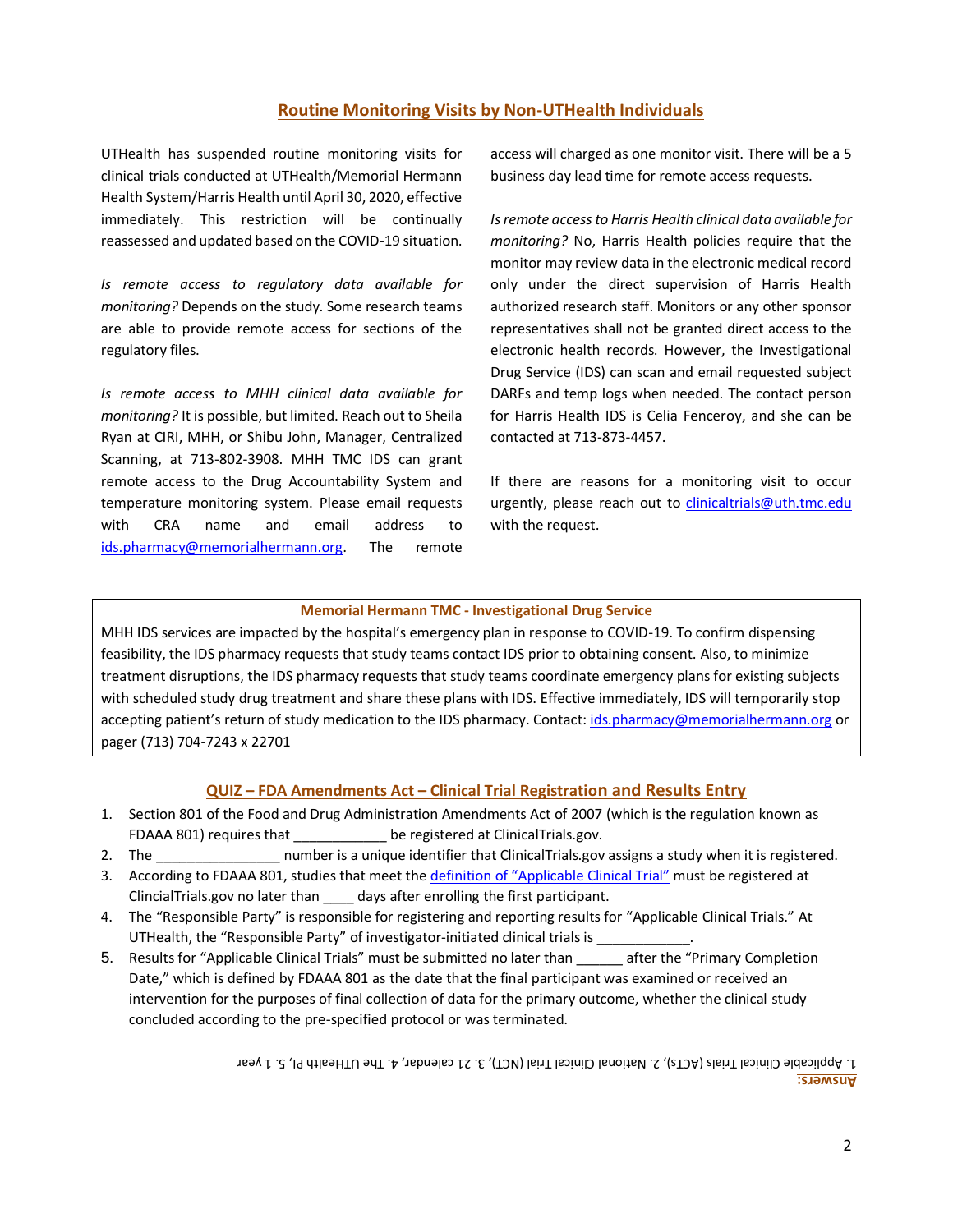## Routine Monitoring Visits by Non-UTHealth Individuals

UTHealth has suspended routine monitoring visits for clinical trials conducted at UTHealth/Memorial Hermann Health System/Harris Health until April 30, 2020, effective immediately. This restriction will be continually reassessed and updated based on the COVID-19 situation.

*Is remote access to regulatory data available for monitoring?* Depends on the study. Some research teams are able to provide remote access for sections of the regulatory files.

*Is remote access to MHH clinical data available for monitoring?* It is possible, but limited. Reach out to Sheila Ryan at CIRI, MHH, or Shibu John, Manager, Centralized Scanning, at 713-802-3908. MHH TMC IDS can grant remote access to the Drug Accountability System and temperature monitoring system. Please email requests with CRA name and email address to ids.pharmacy@memorialhermann.org. The remote access will charged as one monitor visit. There will be a 5 business day lead time for remote access requests.

*Is remote access to Harris Health clinical data available for monitoring?* No, Harris Health policies require that the monitor may review data in the electronic medical record only under the direct supervision of Harris Health authorized research staff. Monitors or any other sponsor representatives shall not be granted direct access to the electronic health records. However, the Investigational Drug Service (IDS) can scan and email requested subject DARFs and temp logs when needed. The contact person for Harris Health IDS is Celia Fenceroy, and she can be contacted at 713-873-4457.

If there are reasons for a monitoring visit to occur urgently, please reach out to clinicaltrials@uth.tmc.edu with the request.

### Memorial Hermann TMC - Investigational Drug Service

MHH IDS services are impacted by the hospital's emergency plan in response to COVID-19. To confirm dispensing feasibility, the IDS pharmacy requests that study teams contact IDS prior to obtaining consent. Also, to minimize treatment disruptions, the IDS pharmacy requests that study teams coordinate emergency plans for existing subjects with scheduled study drug treatment and share these plans with IDS. Effective immediately, IDS will temporarily stop accepting patient's return of study medication to the IDS pharmacy. Contact: ids.pharmacy@memorialhermann.org or pager (713) 704-7243 x 22701

## QUIZ – FDA Amendments Act – Clinical Trial Registration and Results Entry

1. Section 801 of the Food and Drug Administration Amendments Act of 2007 (which is the regulation known as FDAAA 801) requires that ____________ be registered at ClinicalTrials.gov.
2. The ________________ number is a unique identifier that ClinicalTrials.gov assigns a study when it is registered.
3. According to FDAAA 801, studies that meet the definition of "Applicable Clinical Trial" must be registered at ClincialTrials.gov no later than ____ days after enrolling the first participant.
4. The "Responsible Party" is responsible for registering and reporting results for "Applicable Clinical Trials." At UTHealth, the "Responsible Party" of investigator-initiated clinical trials is ____________.
5. Results for "Applicable Clinical Trials" must be submitted no later than ______ after the "Primary Completion Date," which is defined by FDAAA 801 as the date that the final participant was examined or received an intervention for the purposes of final collection of data for the primary outcome, whether the clinical study concluded according to the pre-specified protocol or was terminated.

**Answers:**
1. Applicable Clinical Trials (ACTs), 2. National Clinical Trial (NCT), 3. 21 calendar, 4. The UTHealth PI, 5. 1 year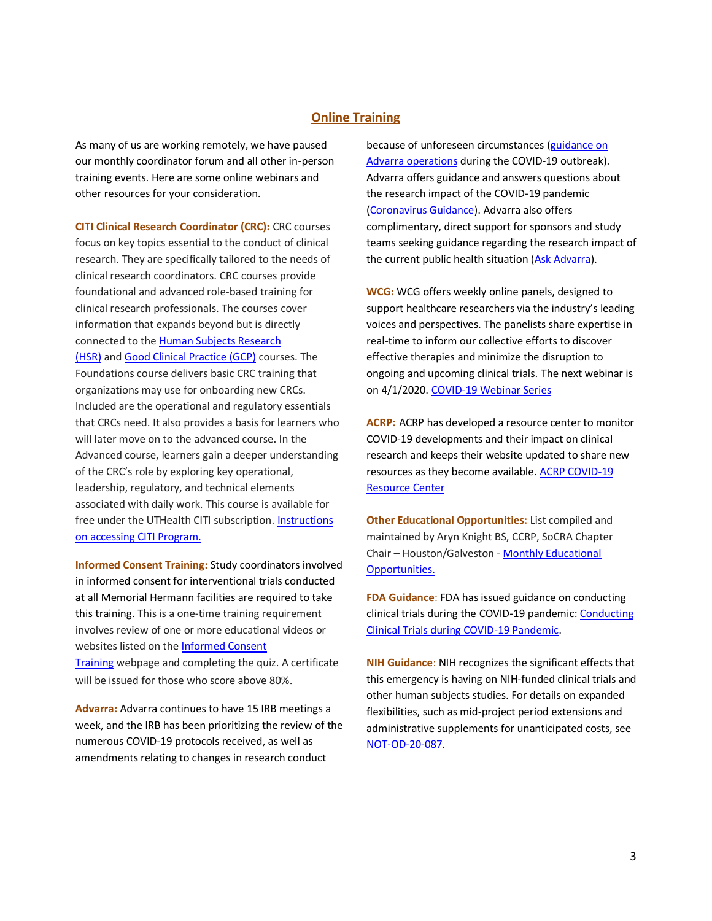## Online Training

As many of us are working remotely, we have paused our monthly coordinator forum and all other in-person training events. Here are some online webinars and other resources for your consideration.

**CITI Clinical Research Coordinator (CRC):** CRC courses focus on key topics essential to the conduct of clinical research. They are specifically tailored to the needs of clinical research coordinators. CRC courses provide foundational and advanced role-based training for clinical research professionals. The courses cover information that expands beyond but is directly connected to the Human Subjects Research (HSR) and Good Clinical Practice (GCP) courses. The Foundations course delivers basic CRC training that organizations may use for onboarding new CRCs. Included are the operational and regulatory essentials that CRCs need. It also provides a basis for learners who will later move on to the advanced course. In the Advanced course, learners gain a deeper understanding of the CRC's role by exploring key operational, leadership, regulatory, and technical elements associated with daily work. This course is available for free under the UTHealth CITI subscription. Instructions on accessing CITI Program.

**Informed Consent Training:** Study coordinators involved in informed consent for interventional trials conducted at all Memorial Hermann facilities are required to take this training. This is a one-time training requirement involves review of one or more educational videos or websites listed on the Informed Consent Training webpage and completing the quiz. A certificate will be issued for those who score above 80%.

**Advarra:** Advarra continues to have 15 IRB meetings a week, and the IRB has been prioritizing the review of the numerous COVID-19 protocols received, as well as amendments relating to changes in research conduct because of unforeseen circumstances (guidance on Advarra operations during the COVID-19 outbreak). Advarra offers guidance and answers questions about the research impact of the COVID-19 pandemic (Coronavirus Guidance). Advarra also offers complimentary, direct support for sponsors and study teams seeking guidance regarding the research impact of the current public health situation (Ask Advarra).

**WCG:** WCG offers weekly online panels, designed to support healthcare researchers via the industry's leading voices and perspectives. The panelists share expertise in real-time to inform our collective efforts to discover effective therapies and minimize the disruption to ongoing and upcoming clinical trials. The next webinar is on 4/1/2020. COVID-19 Webinar Series

**ACRP:** ACRP has developed a resource center to monitor COVID-19 developments and their impact on clinical research and keeps their website updated to share new resources as they become available. ACRP COVID-19 Resource Center

**Other Educational Opportunities:** List compiled and maintained by Aryn Knight BS, CCRP, SoCRA Chapter Chair – Houston/Galveston - Monthly Educational Opportunities.

**FDA Guidance**: FDA has issued guidance on conducting clinical trials during the COVID-19 pandemic: Conducting Clinical Trials during COVID-19 Pandemic.

**NIH Guidance**: NIH recognizes the significant effects that this emergency is having on NIH-funded clinical trials and other human subjects studies. For details on expanded flexibilities, such as mid-project period extensions and administrative supplements for unanticipated costs, see NOT-OD-20-087.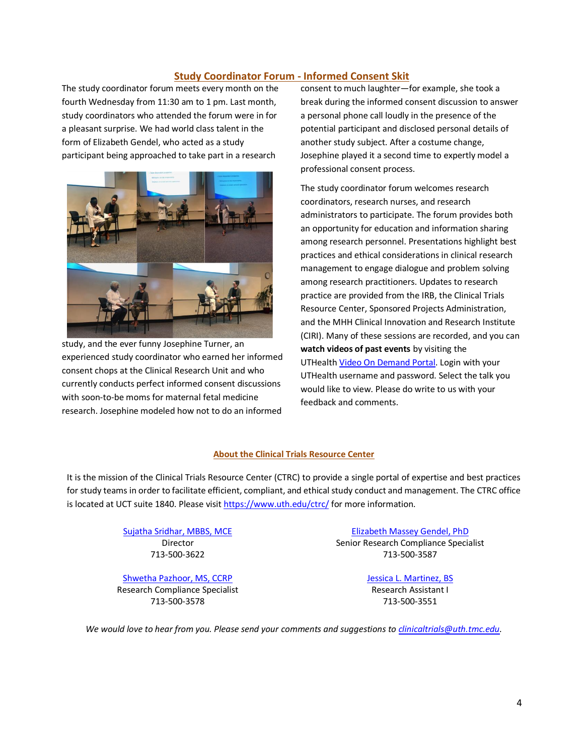## Study Coordinator Forum - Informed Consent Skit

The study coordinator forum meets every month on the fourth Wednesday from 11:30 am to 1 pm. Last month, study coordinators who attended the forum were in for a pleasant surprise. We had world class talent in the form of Elizabeth Gendel, who acted as a study participant being approached to take part in a research study, and the ever funny Josephine Turner, an experienced study coordinator who earned her informed consent chops at the Clinical Research Unit and who currently conducts perfect informed consent discussions with soon-to-be moms for maternal fetal medicine research. Josephine modeled how not to do an informed consent to much laughter—for example, she took a break during the informed consent discussion to answer a personal phone call loudly in the presence of the potential participant and disclosed personal details of another study subject. After a costume change, Josephine played it a second time to expertly model a professional consent process.

The study coordinator forum welcomes research coordinators, research nurses, and research administrators to participate. The forum provides both an opportunity for education and information sharing among research personnel. Presentations highlight best practices and ethical considerations in clinical research management to engage dialogue and problem solving among research practitioners. Updates to research practice are provided from the IRB, the Clinical Trials Resource Center, Sponsored Projects Administration, and the MHH Clinical Innovation and Research Institute (CIRI). Many of these sessions are recorded, and you can **watch videos of past events** by visiting the UTHealth Video On Demand Portal. Login with your UTHealth username and password. Select the talk you would like to view. Please do write to us with your feedback and comments.

## About the Clinical Trials Resource Center

It is the mission of the Clinical Trials Resource Center (CTRC) to provide a single portal of expertise and best practices for study teams in order to facilitate efficient, compliant, and ethical study conduct and management. The CTRC office is located at UCT suite 1840. Please visit https://www.uth.edu/ctrc/ for more information.

Sujatha Sridhar, MBBS, MCE
Director
713-500-3622

Elizabeth Massey Gendel, PhD
Senior Research Compliance Specialist
713-500-3587

Shwetha Pazhoor, MS, CCRP
Research Compliance Specialist
713-500-3578

Jessica L. Martinez, BS
Research Assistant I
713-500-3551

*We would love to hear from you. Please send your comments and suggestions to clinicaltrials@uth.tmc.edu.*